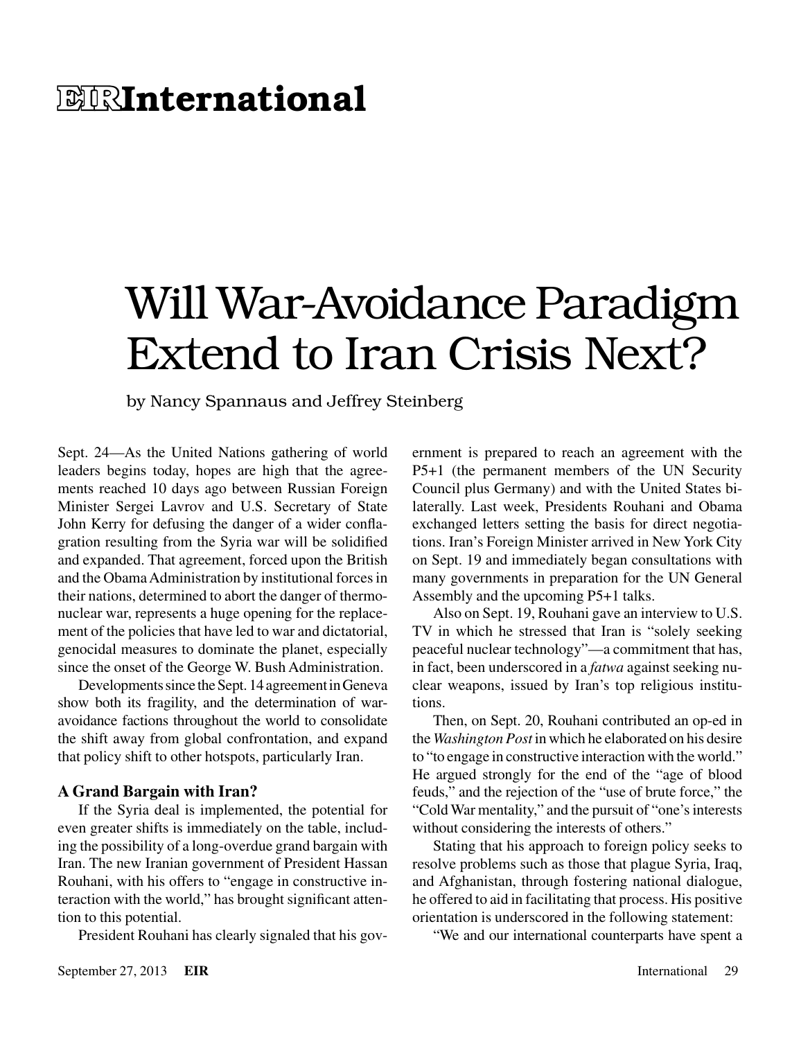# EIR International

# Will War-Avoidance Paradigm Extend to Iran Crisis Next?

by Nancy Spannaus and Jeffrey Steinberg

Sept. 24—As the United Nations gathering of world leaders begins today, hopes are high that the agreements reached 10 days ago between Russian Foreign Minister Sergei Lavrov and U.S. Secretary of State John Kerry for defusing the danger of a wider conflagration resulting from the Syria war will be solidified and expanded. That agreement, forced upon the British and the Obama Administration by institutional forces in their nations, determined to abort the danger of thermonuclear war, represents a huge opening for the replacement of the policies that have led to war and dictatorial, genocidal measures to dominate the planet, especially since the onset of the George W. Bush Administration.

Developments since the Sept. 14 agreement in Geneva show both its fragility, and the determination of war-avoidance factions throughout the world to consolidate the shift away from global confrontation, and expand that policy shift to other hotspots, particularly Iran.

### A Grand Bargain with Iran?

If the Syria deal is implemented, the potential for even greater shifts is immediately on the table, including the possibility of a long-overdue grand bargain with Iran. The new Iranian government of President Hassan Rouhani, with his offers to "engage in constructive interaction with the world," has brought significant attention to this potential.

President Rouhani has clearly signaled that his government is prepared to reach an agreement with the P5+1 (the permanent members of the UN Security Council plus Germany) and with the United States bilaterally. Last week, Presidents Rouhani and Obama exchanged letters setting the basis for direct negotiations. Iran's Foreign Minister arrived in New York City on Sept. 19 and immediately began consultations with many governments in preparation for the UN General Assembly and the upcoming P5+1 talks.

Also on Sept. 19, Rouhani gave an interview to U.S. TV in which he stressed that Iran is "solely seeking peaceful nuclear technology"—a commitment that has, in fact, been underscored in a *fatwa* against seeking nuclear weapons, issued by Iran's top religious institutions.

Then, on Sept. 20, Rouhani contributed an op-ed in the *Washington Post* in which he elaborated on his desire to "to engage in constructive interaction with the world." He argued strongly for the end of the "age of blood feuds," and the rejection of the "use of brute force," the "Cold War mentality," and the pursuit of "one's interests without considering the interests of others."

Stating that his approach to foreign policy seeks to resolve problems such as those that plague Syria, Iraq, and Afghanistan, through fostering national dialogue, he offered to aid in facilitating that process. His positive orientation is underscored in the following statement:

"We and our international counterparts have spent a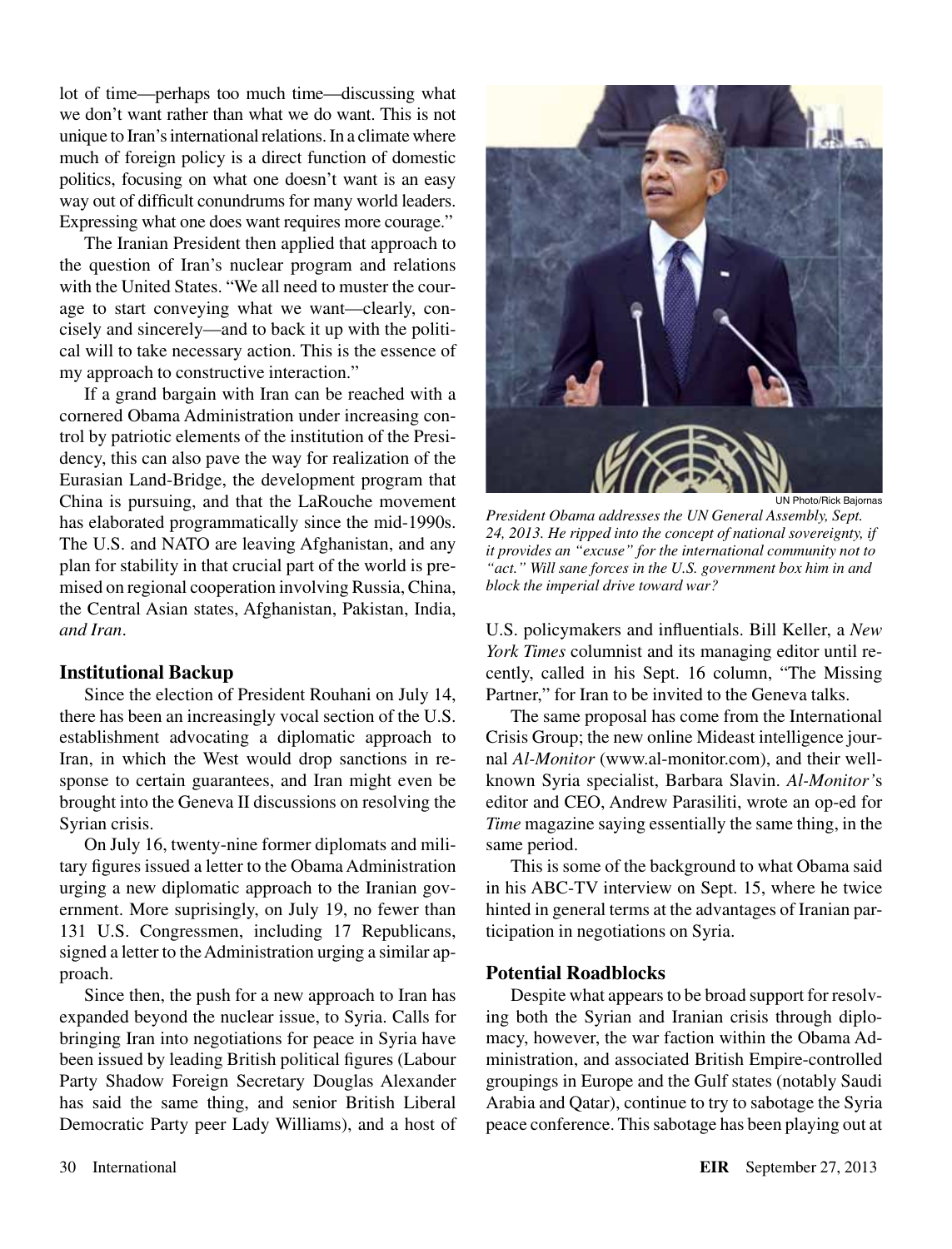lot of time—perhaps too much time—discussing what we don't want rather than what we do want. This is not unique to Iran's international relations. In a climate where much of foreign policy is a direct function of domestic politics, focusing on what one doesn't want is an easy way out of difficult conundrums for many world leaders. Expressing what one does want requires more courage."

The Iranian President then applied that approach to the question of Iran's nuclear program and relations with the United States. "We all need to muster the courage to start conveying what we want—clearly, concisely and sincerely—and to back it up with the political will to take necessary action. This is the essence of my approach to constructive interaction."

If a grand bargain with Iran can be reached with a cornered Obama Administration under increasing control by patriotic elements of the institution of the Presidency, this can also pave the way for realization of the Eurasian Land-Bridge, the development program that China is pursuing, and that the LaRouche movement has elaborated programmatically since the mid-1990s. The U.S. and NATO are leaving Afghanistan, and any plan for stability in that crucial part of the world is premised on regional cooperation involving Russia, China, the Central Asian states, Afghanistan, Pakistan, India, *and Iran*.

UN Photo/Rick Bajornas

*President Obama addresses the UN General Assembly, Sept. 24, 2013. He ripped into the concept of national sovereignty, if it provides an "excuse" for the international community not to "act." Will sane forces in the U.S. government box him in and block the imperial drive toward war?*

### Institutional Backup

Since the election of President Rouhani on July 14, there has been an increasingly vocal section of the U.S. establishment advocating a diplomatic approach to Iran, in which the West would drop sanctions in response to certain guarantees, and Iran might even be brought into the Geneva II discussions on resolving the Syrian crisis.

On July 16, twenty-nine former diplomats and military figures issued a letter to the Obama Administration urging a new diplomatic approach to the Iranian government. More suprisingly, on July 19, no fewer than 131 U.S. Congressmen, including 17 Republicans, signed a letter to the Administration urging a similar approach.

Since then, the push for a new approach to Iran has expanded beyond the nuclear issue, to Syria. Calls for bringing Iran into negotiations for peace in Syria have been issued by leading British political figures (Labour Party Shadow Foreign Secretary Douglas Alexander has said the same thing, and senior British Liberal Democratic Party peer Lady Williams), and a host of U.S. policymakers and influentials. Bill Keller, a *New York Times* columnist and its managing editor until recently, called in his Sept. 16 column, "The Missing Partner," for Iran to be invited to the Geneva talks.

The same proposal has come from the International Crisis Group; the new online Mideast intelligence journal *Al-Monitor* (www.al-monitor.com), and their well-known Syria specialist, Barbara Slavin. *Al-Monitor*'s editor and CEO, Andrew Parasiliti, wrote an op-ed for *Time* magazine saying essentially the same thing, in the same period.

This is some of the background to what Obama said in his ABC-TV interview on Sept. 15, where he twice hinted in general terms at the advantages of Iranian participation in negotiations on Syria.

### Potential Roadblocks

Despite what appears to be broad support for resolving both the Syrian and Iranian crisis through diplomacy, however, the war faction within the Obama Administration, and associated British Empire-controlled groupings in Europe and the Gulf states (notably Saudi Arabia and Qatar), continue to try to sabotage the Syria peace conference. This sabotage has been playing out at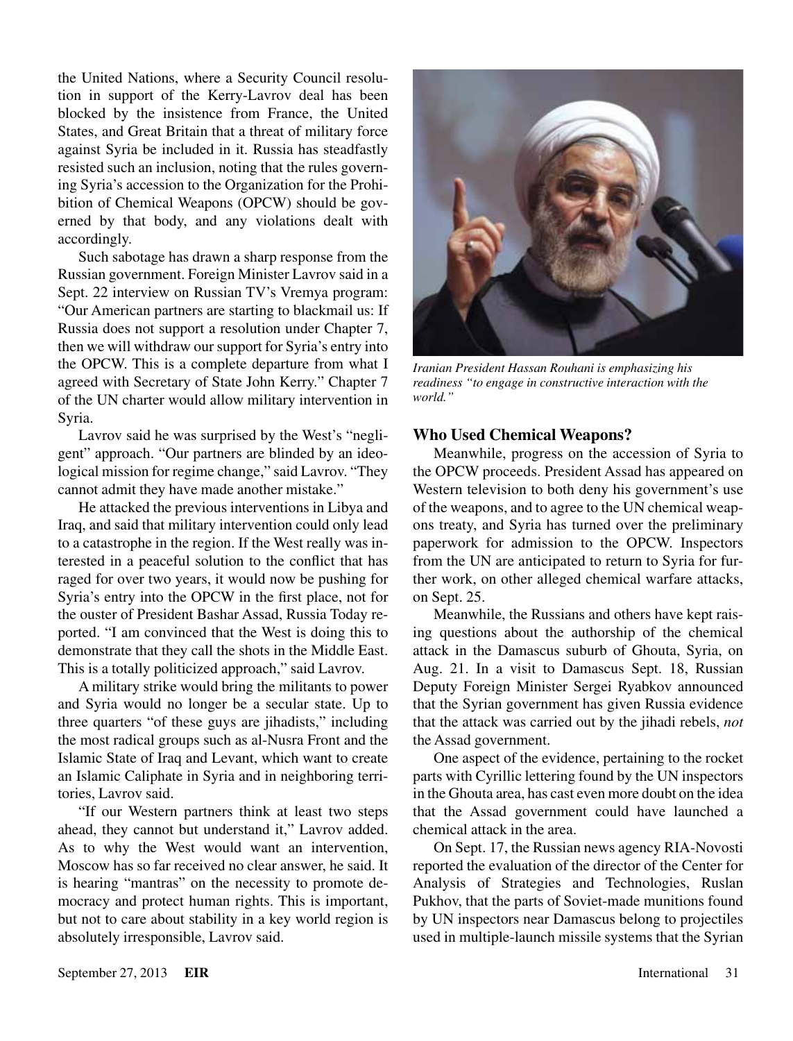the United Nations, where a Security Council resolution in support of the Kerry-Lavrov deal has been blocked by the insistence from France, the United States, and Great Britain that a threat of military force against Syria be included in it. Russia has steadfastly resisted such an inclusion, noting that the rules governing Syria's accession to the Organization for the Prohibition of Chemical Weapons (OPCW) should be governed by that body, and any violations dealt with accordingly.

Such sabotage has drawn a sharp response from the Russian government. Foreign Minister Lavrov said in a Sept. 22 interview on Russian TV's Vremya program: "Our American partners are starting to blackmail us: If Russia does not support a resolution under Chapter 7, then we will withdraw our support for Syria's entry into the OPCW. This is a complete departure from what I agreed with Secretary of State John Kerry." Chapter 7 of the UN charter would allow military intervention in Syria.

Lavrov said he was surprised by the West's "negligent" approach. "Our partners are blinded by an ideological mission for regime change," said Lavrov. "They cannot admit they have made another mistake."

He attacked the previous interventions in Libya and Iraq, and said that military intervention could only lead to a catastrophe in the region. If the West really was interested in a peaceful solution to the conflict that has raged for over two years, it would now be pushing for Syria's entry into the OPCW in the first place, not for the ouster of President Bashar Assad, Russia Today reported. "I am convinced that the West is doing this to demonstrate that they call the shots in the Middle East. This is a totally politicized approach," said Lavrov.

A military strike would bring the militants to power and Syria would no longer be a secular state. Up to three quarters "of these guys are jihadists," including the most radical groups such as al-Nusra Front and the Islamic State of Iraq and Levant, which want to create an Islamic Caliphate in Syria and in neighboring territories, Lavrov said.

"If our Western partners think at least two steps ahead, they cannot but understand it," Lavrov added. As to why the West would want an intervention, Moscow has so far received no clear answer, he said. It is hearing "mantras" on the necessity to promote democracy and protect human rights. This is important, but not to care about stability in a key world region is absolutely irresponsible, Lavrov said.

*Iranian President Hassan Rouhani is emphasizing his readiness "to engage in constructive interaction with the world."*

### Who Used Chemical Weapons?

Meanwhile, progress on the accession of Syria to the OPCW proceeds. President Assad has appeared on Western television to both deny his government's use of the weapons, and to agree to the UN chemical weapons treaty, and Syria has turned over the preliminary paperwork for admission to the OPCW. Inspectors from the UN are anticipated to return to Syria for further work, on other alleged chemical warfare attacks, on Sept. 25.

Meanwhile, the Russians and others have kept raising questions about the authorship of the chemical attack in the Damascus suburb of Ghouta, Syria, on Aug. 21. In a visit to Damascus Sept. 18, Russian Deputy Foreign Minister Sergei Ryabkov announced that the Syrian government has given Russia evidence that the attack was carried out by the jihadi rebels, *not* the Assad government.

One aspect of the evidence, pertaining to the rocket parts with Cyrillic lettering found by the UN inspectors in the Ghouta area, has cast even more doubt on the idea that the Assad government could have launched a chemical attack in the area.

On Sept. 17, the Russian news agency RIA-Novosti reported the evaluation of the director of the Center for Analysis of Strategies and Technologies, Ruslan Pukhov, that the parts of Soviet-made munitions found by UN inspectors near Damascus belong to projectiles used in multiple-launch missile systems that the Syrian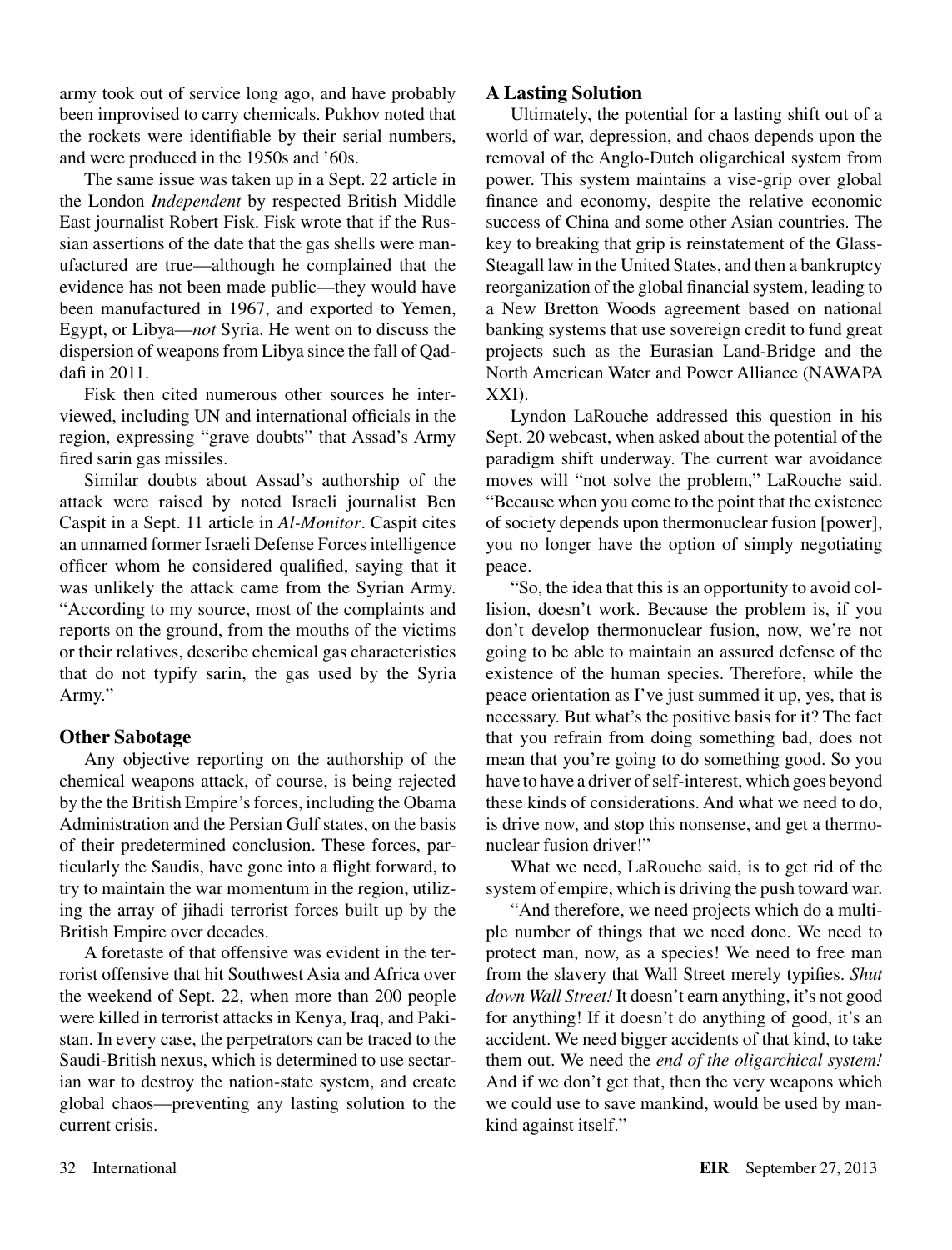army took out of service long ago, and have probably been improvised to carry chemicals. Pukhov noted that the rockets were identifiable by their serial numbers, and were produced in the 1950s and '60s.

The same issue was taken up in a Sept. 22 article in the London *Independent* by respected British Middle East journalist Robert Fisk. Fisk wrote that if the Russian assertions of the date that the gas shells were manufactured are true—although he complained that the evidence has not been made public—they would have been manufactured in 1967, and exported to Yemen, Egypt, or Libya—*not* Syria. He went on to discuss the dispersion of weapons from Libya since the fall of Qaddafi in 2011.

Fisk then cited numerous other sources he interviewed, including UN and international officials in the region, expressing "grave doubts" that Assad's Army fired sarin gas missiles.

Similar doubts about Assad's authorship of the attack were raised by noted Israeli journalist Ben Caspit in a Sept. 11 article in *Al-Monitor*. Caspit cites an unnamed former Israeli Defense Forces intelligence officer whom he considered qualified, saying that it was unlikely the attack came from the Syrian Army. "According to my source, most of the complaints and reports on the ground, from the mouths of the victims or their relatives, describe chemical gas characteristics that do not typify sarin, the gas used by the Syria Army."

## Other Sabotage

Any objective reporting on the authorship of the chemical weapons attack, of course, is being rejected by the the British Empire's forces, including the Obama Administration and the Persian Gulf states, on the basis of their predetermined conclusion. These forces, particularly the Saudis, have gone into a flight forward, to try to maintain the war momentum in the region, utilizing the array of jihadi terrorist forces built up by the British Empire over decades.

A foretaste of that offensive was evident in the terrorist offensive that hit Southwest Asia and Africa over the weekend of Sept. 22, when more than 200 people were killed in terrorist attacks in Kenya, Iraq, and Pakistan. In every case, the perpetrators can be traced to the Saudi-British nexus, which is determined to use sectarian war to destroy the nation-state system, and create global chaos—preventing any lasting solution to the current crisis.

## A Lasting Solution

Ultimately, the potential for a lasting shift out of a world of war, depression, and chaos depends upon the removal of the Anglo-Dutch oligarchical system from power. This system maintains a vise-grip over global finance and economy, despite the relative economic success of China and some other Asian countries. The key to breaking that grip is reinstatement of the Glass-Steagall law in the United States, and then a bankruptcy reorganization of the global financial system, leading to a New Bretton Woods agreement based on national banking systems that use sovereign credit to fund great projects such as the Eurasian Land-Bridge and the North American Water and Power Alliance (NAWAPA XXI).

Lyndon LaRouche addressed this question in his Sept. 20 webcast, when asked about the potential of the paradigm shift underway. The current war avoidance moves will "not solve the problem," LaRouche said. "Because when you come to the point that the existence of society depends upon thermonuclear fusion [power], you no longer have the option of simply negotiating peace.

"So, the idea that this is an opportunity to avoid collision, doesn't work. Because the problem is, if you don't develop thermonuclear fusion, now, we're not going to be able to maintain an assured defense of the existence of the human species. Therefore, while the peace orientation as I've just summed it up, yes, that is necessary. But what's the positive basis for it? The fact that you refrain from doing something bad, does not mean that you're going to do something good. So you have to have a driver of self-interest, which goes beyond these kinds of considerations. And what we need to do, is drive now, and stop this nonsense, and get a thermonuclear fusion driver!"

What we need, LaRouche said, is to get rid of the system of empire, which is driving the push toward war.

"And therefore, we need projects which do a multiple number of things that we need done. We need to protect man, now, as a species! We need to free man from the slavery that Wall Street merely typifies. *Shut down Wall Street!* It doesn't earn anything, it's not good for anything! If it doesn't do anything of good, it's an accident. We need bigger accidents of that kind, to take them out. We need the *end of the oligarchical system!* And if we don't get that, then the very weapons which we could use to save mankind, would be used by mankind against itself."